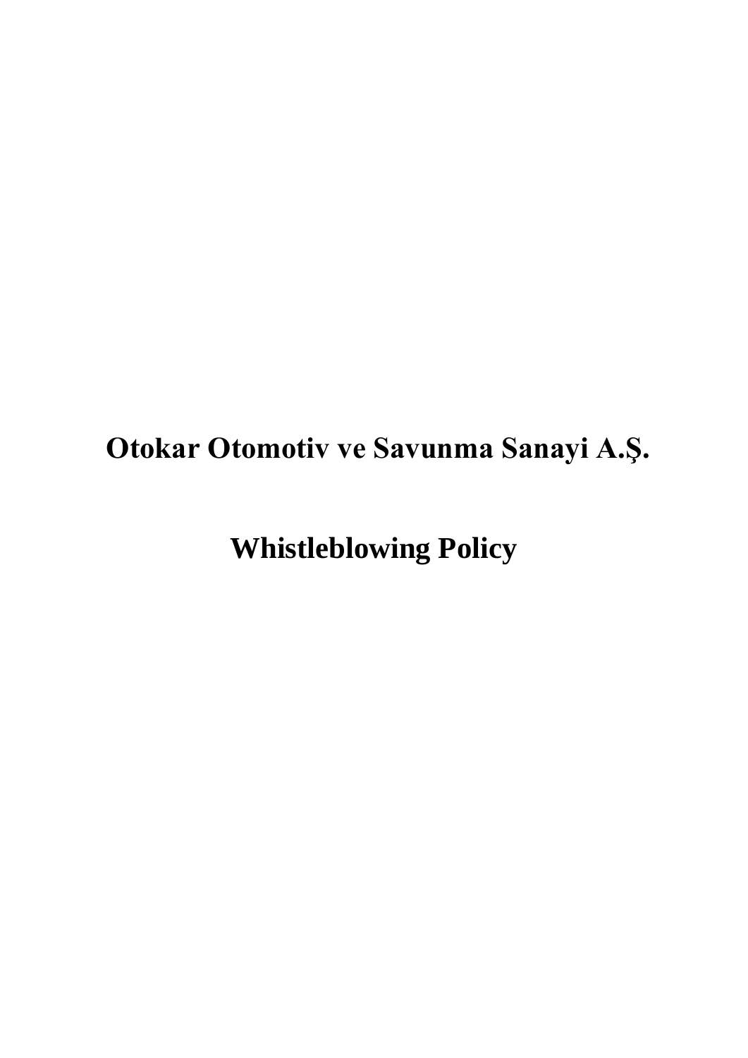# Otokar Otomotiv ve Savunma Sanayi A.Ş.

# Whistleblowing Policy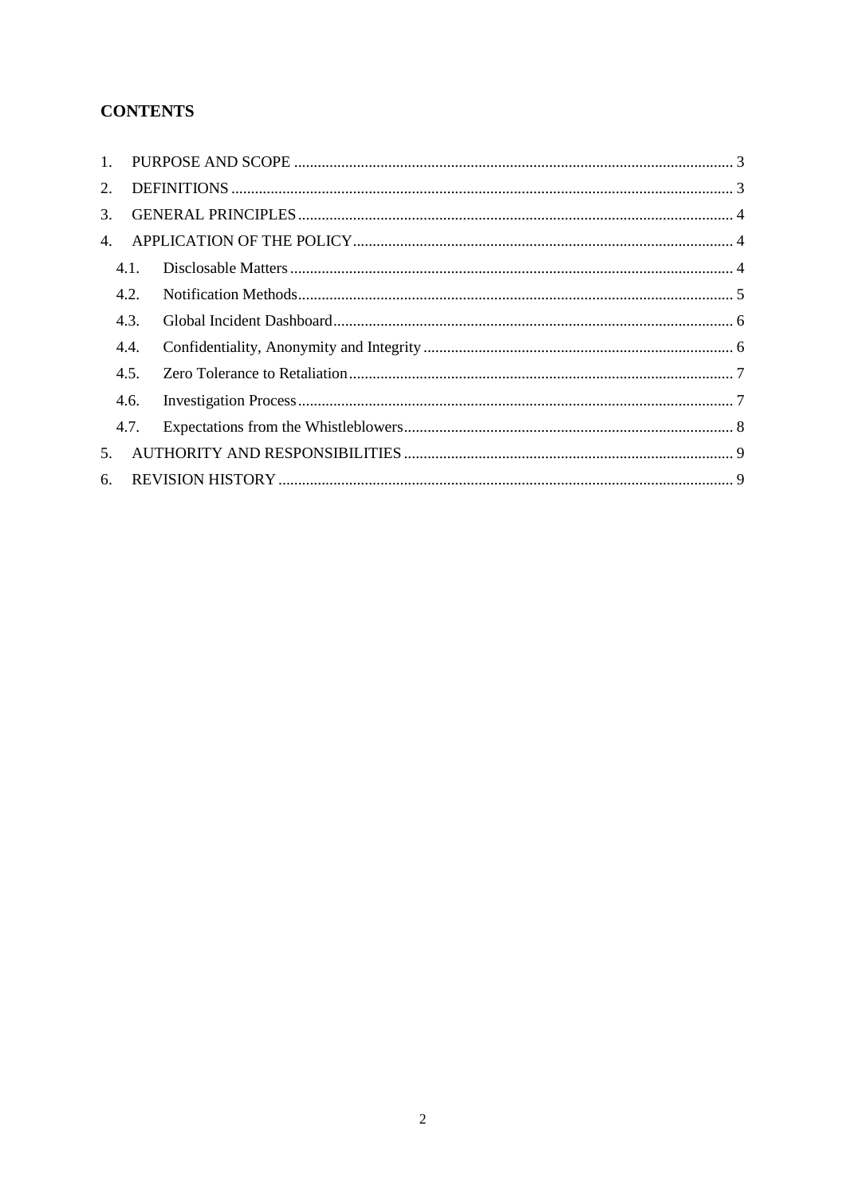## CONTENTS

1. PURPOSE AND SCOPE ... 3
2. DEFINITIONS ... 3
3. GENERAL PRINCIPLES ... 4
4. APPLICATION OF THE POLICY ... 4
   - 4.1. Disclosable Matters ... 4
   - 4.2. Notification Methods ... 5
   - 4.3. Global Incident Dashboard ... 6
   - 4.4. Confidentiality, Anonymity and Integrity ... 6
   - 4.5. Zero Tolerance to Retaliation ... 7
   - 4.6. Investigation Process ... 7
   - 4.7. Expectations from the Whistleblowers ... 8
5. AUTHORITY AND RESPONSIBILITIES ... 9
6. REVISION HISTORY ... 9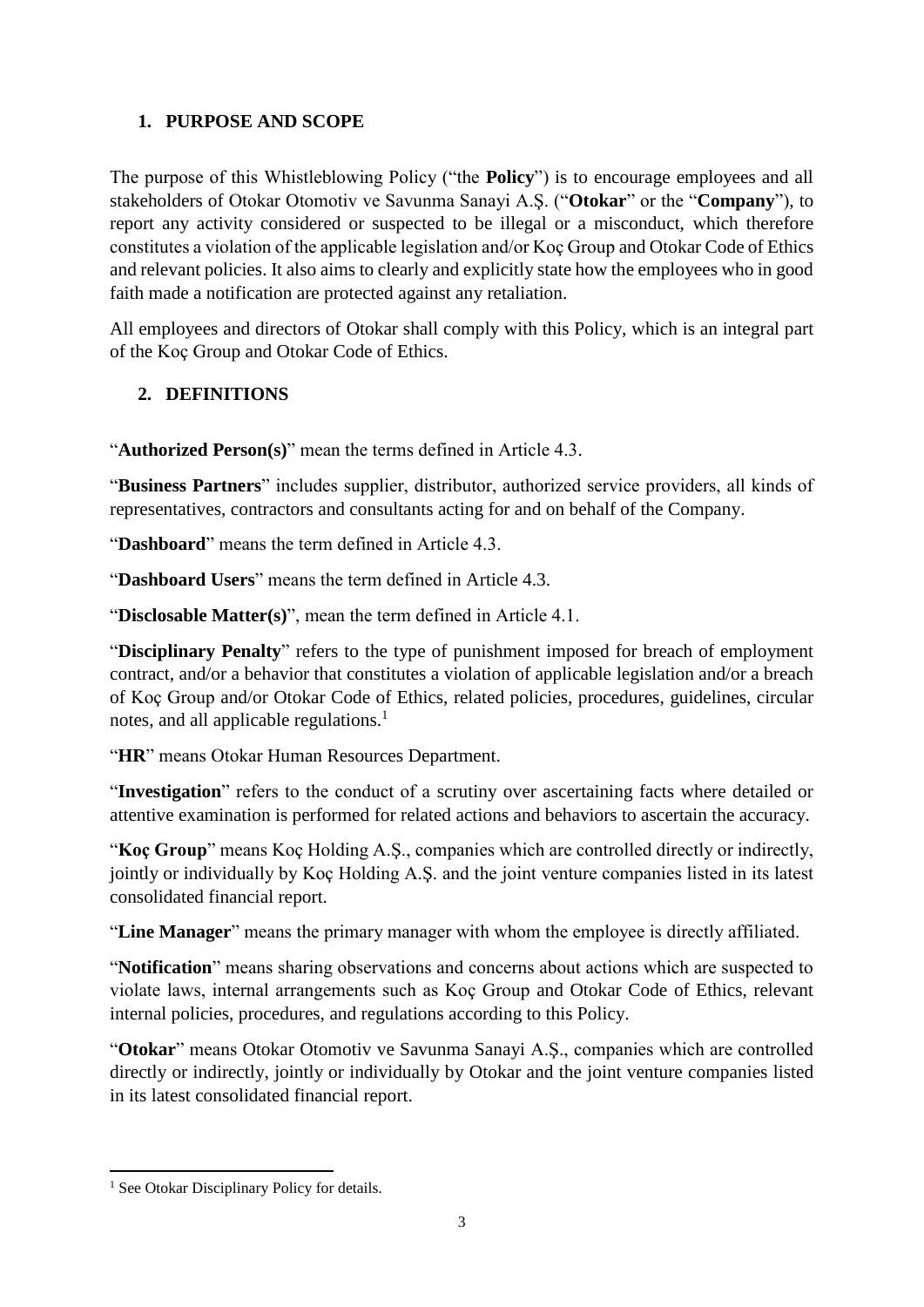## 1. PURPOSE AND SCOPE

The purpose of this Whistleblowing Policy ("the **Policy**") is to encourage employees and all stakeholders of Otokar Otomotiv ve Savunma Sanayi A.Ş. ("**Otokar**" or the "**Company**"), to report any activity considered or suspected to be illegal or a misconduct, which therefore constitutes a violation of the applicable legislation and/or Koç Group and Otokar Code of Ethics and relevant policies. It also aims to clearly and explicitly state how the employees who in good faith made a notification are protected against any retaliation.

All employees and directors of Otokar shall comply with this Policy, which is an integral part of the Koç Group and Otokar Code of Ethics.

## 2. DEFINITIONS

"**Authorized Person(s)**" mean the terms defined in Article 4.3.

"**Business Partners**" includes supplier, distributor, authorized service providers, all kinds of representatives, contractors and consultants acting for and on behalf of the Company.

"**Dashboard**" means the term defined in Article 4.3.

"**Dashboard Users**" means the term defined in Article 4.3.

"**Disclosable Matter(s)**", mean the term defined in Article 4.1.

"**Disciplinary Penalty**" refers to the type of punishment imposed for breach of employment contract, and/or a behavior that constitutes a violation of applicable legislation and/or a breach of Koç Group and/or Otokar Code of Ethics, related policies, procedures, guidelines, circular notes, and all applicable regulations.[1]

"**HR**" means Otokar Human Resources Department.

"**Investigation**" refers to the conduct of a scrutiny over ascertaining facts where detailed or attentive examination is performed for related actions and behaviors to ascertain the accuracy.

"**Koç Group**" means Koç Holding A.Ş., companies which are controlled directly or indirectly, jointly or individually by Koç Holding A.Ş. and the joint venture companies listed in its latest consolidated financial report.

"**Line Manager**" means the primary manager with whom the employee is directly affiliated.

"**Notification**" means sharing observations and concerns about actions which are suspected to violate laws, internal arrangements such as Koç Group and Otokar Code of Ethics, relevant internal policies, procedures, and regulations according to this Policy.

"**Otokar**" means Otokar Otomotiv ve Savunma Sanayi A.Ş., companies which are controlled directly or indirectly, jointly or individually by Otokar and the joint venture companies listed in its latest consolidated financial report.

---

[1] See Otokar Disciplinary Policy for details.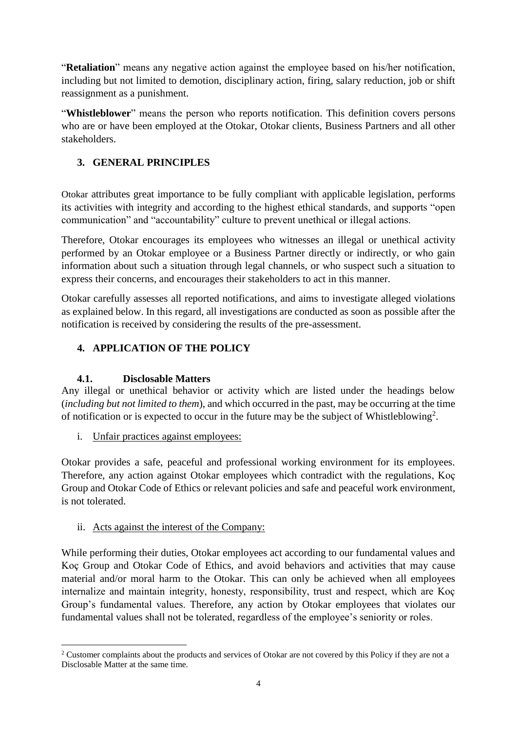"**Retaliation**" means any negative action against the employee based on his/her notification, including but not limited to demotion, disciplinary action, firing, salary reduction, job or shift reassignment as a punishment.

"**Whistleblower**" means the person who reports notification. This definition covers persons who are or have been employed at the Otokar, Otokar clients, Business Partners and all other stakeholders.

## 3. GENERAL PRINCIPLES

Otokar attributes great importance to be fully compliant with applicable legislation, performs its activities with integrity and according to the highest ethical standards, and supports "open communication" and "accountability" culture to prevent unethical or illegal actions.

Therefore, Otokar encourages its employees who witnesses an illegal or unethical activity performed by an Otokar employee or a Business Partner directly or indirectly, or who gain information about such a situation through legal channels, or who suspect such a situation to express their concerns, and encourages their stakeholders to act in this manner.

Otokar carefully assesses all reported notifications, and aims to investigate alleged violations as explained below. In this regard, all investigations are conducted as soon as possible after the notification is received by considering the results of the pre-assessment.

## 4. APPLICATION OF THE POLICY

### 4.1. Disclosable Matters

Any illegal or unethical behavior or activity which are listed under the headings below (*including but not limited to them*), and which occurred in the past, may be occurring at the time of notification or is expected to occur in the future may be the subject of Whistleblowing[2].

i. <u>Unfair practices against employees:</u>

Otokar provides a safe, peaceful and professional working environment for its employees. Therefore, any action against Otokar employees which contradict with the regulations, Koç Group and Otokar Code of Ethics or relevant policies and safe and peaceful work environment, is not tolerated.

ii. <u>Acts against the interest of the Company:</u>

While performing their duties, Otokar employees act according to our fundamental values and Koç Group and Otokar Code of Ethics, and avoid behaviors and activities that may cause material and/or moral harm to the Otokar. This can only be achieved when all employees internalize and maintain integrity, honesty, responsibility, trust and respect, which are Koç Group's fundamental values. Therefore, any action by Otokar employees that violates our fundamental values shall not be tolerated, regardless of the employee's seniority or roles.

---

[2] Customer complaints about the products and services of Otokar are not covered by this Policy if they are not a Disclosable Matter at the same time.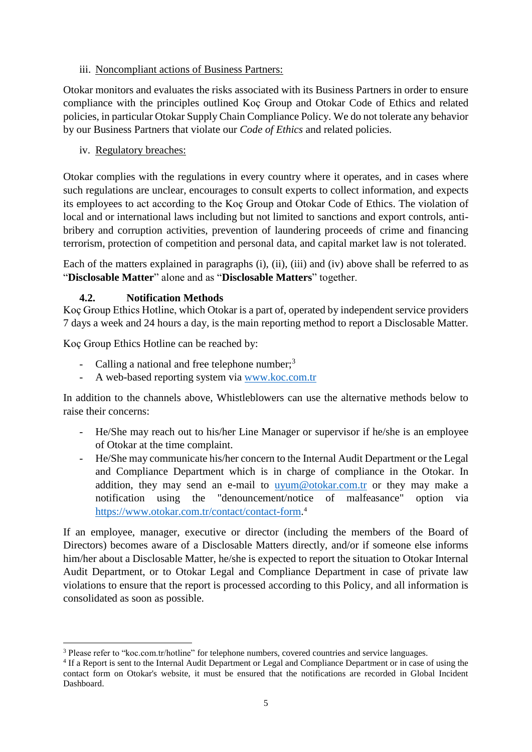iii. Noncompliant actions of Business Partners:

Otokar monitors and evaluates the risks associated with its Business Partners in order to ensure compliance with the principles outlined Koç Group and Otokar Code of Ethics and related policies, in particular Otokar Supply Chain Compliance Policy. We do not tolerate any behavior by our Business Partners that violate our *Code of Ethics* and related policies.

iv. Regulatory breaches:

Otokar complies with the regulations in every country where it operates, and in cases where such regulations are unclear, encourages to consult experts to collect information, and expects its employees to act according to the Koç Group and Otokar Code of Ethics. The violation of local and or international laws including but not limited to sanctions and export controls, anti-bribery and corruption activities, prevention of laundering proceeds of crime and financing terrorism, protection of competition and personal data, and capital market law is not tolerated.

Each of the matters explained in paragraphs (i), (ii), (iii) and (iv) above shall be referred to as "**Disclosable Matter**" alone and as "**Disclosable Matters**" together.

### 4.2. Notification Methods

Koç Group Ethics Hotline, which Otokar is a part of, operated by independent service providers 7 days a week and 24 hours a day, is the main reporting method to report a Disclosable Matter.

Koç Group Ethics Hotline can be reached by:

- Calling a national and free telephone number;[3]
- A web-based reporting system via www.koc.com.tr

In addition to the channels above, Whistleblowers can use the alternative methods below to raise their concerns:

- He/She may reach out to his/her Line Manager or supervisor if he/she is an employee of Otokar at the time complaint.
- He/She may communicate his/her concern to the Internal Audit Department or the Legal and Compliance Department which is in charge of compliance in the Otokar. In addition, they may send an e-mail to uyum@otokar.com.tr or they may make a notification using the "denouncement/notice of malfeasance" option via https://www.otokar.com.tr/contact/contact-form.[4]

If an employee, manager, executive or director (including the members of the Board of Directors) becomes aware of a Disclosable Matters directly, and/or if someone else informs him/her about a Disclosable Matter, he/she is expected to report the situation to Otokar Internal Audit Department, or to Otokar Legal and Compliance Department in case of private law violations to ensure that the report is processed according to this Policy, and all information is consolidated as soon as possible.

---

[3] Please refer to "koc.com.tr/hotline" for telephone numbers, covered countries and service languages.

[4] If a Report is sent to the Internal Audit Department or Legal and Compliance Department or in case of using the contact form on Otokar's website, it must be ensured that the notifications are recorded in Global Incident Dashboard.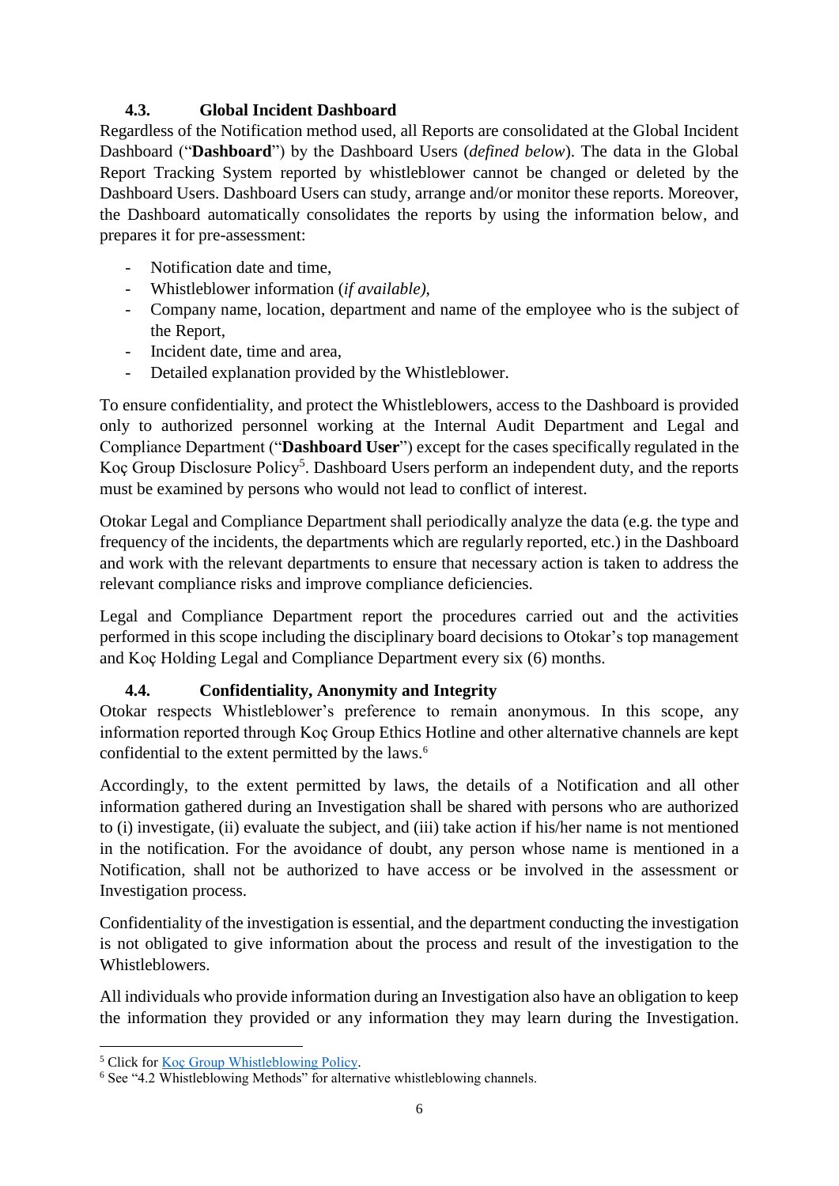### 4.3. Global Incident Dashboard

Regardless of the Notification method used, all Reports are consolidated at the Global Incident Dashboard ("**Dashboard**") by the Dashboard Users (*defined below*). The data in the Global Report Tracking System reported by whistleblower cannot be changed or deleted by the Dashboard Users. Dashboard Users can study, arrange and/or monitor these reports. Moreover, the Dashboard automatically consolidates the reports by using the information below, and prepares it for pre-assessment:

- Notification date and time,
- Whistleblower information (*if available)*,
- Company name, location, department and name of the employee who is the subject of the Report,
- Incident date, time and area,
- Detailed explanation provided by the Whistleblower.

To ensure confidentiality, and protect the Whistleblowers, access to the Dashboard is provided only to authorized personnel working at the Internal Audit Department and Legal and Compliance Department ("**Dashboard User**") except for the cases specifically regulated in the Koç Group Disclosure Policy[5]. Dashboard Users perform an independent duty, and the reports must be examined by persons who would not lead to conflict of interest.

Otokar Legal and Compliance Department shall periodically analyze the data (e.g. the type and frequency of the incidents, the departments which are regularly reported, etc.) in the Dashboard and work with the relevant departments to ensure that necessary action is taken to address the relevant compliance risks and improve compliance deficiencies.

Legal and Compliance Department report the procedures carried out and the activities performed in this scope including the disciplinary board decisions to Otokar's top management and Koç Holding Legal and Compliance Department every six (6) months.

### 4.4. Confidentiality, Anonymity and Integrity

Otokar respects Whistleblower's preference to remain anonymous. In this scope, any information reported through Koç Group Ethics Hotline and other alternative channels are kept confidential to the extent permitted by the laws.[6]

Accordingly, to the extent permitted by laws, the details of a Notification and all other information gathered during an Investigation shall be shared with persons who are authorized to (i) investigate, (ii) evaluate the subject, and (iii) take action if his/her name is not mentioned in the notification. For the avoidance of doubt, any person whose name is mentioned in a Notification, shall not be authorized to have access or be involved in the assessment or Investigation process.

Confidentiality of the investigation is essential, and the department conducting the investigation is not obligated to give information about the process and result of the investigation to the Whistleblowers.

All individuals who provide information during an Investigation also have an obligation to keep the information they provided or any information they may learn during the Investigation.

[5] Click for Koç Group Whistleblowing Policy.

[6] See "4.2 Whistleblowing Methods" for alternative whistleblowing channels.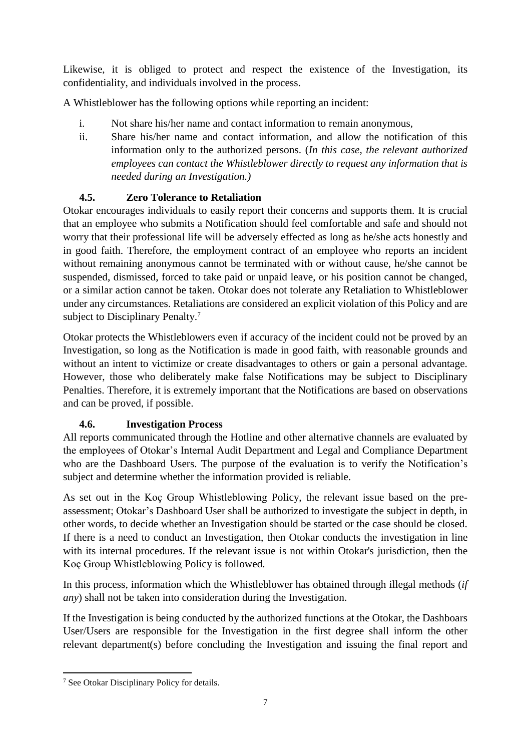Likewise, it is obliged to protect and respect the existence of the Investigation, its confidentiality, and individuals involved in the process.

A Whistleblower has the following options while reporting an incident:

i. Not share his/her name and contact information to remain anonymous,
ii. Share his/her name and contact information, and allow the notification of this information only to the authorized persons. (*In this case, the relevant authorized employees can contact the Whistleblower directly to request any information that is needed during an Investigation.)*

### 4.5. Zero Tolerance to Retaliation

Otokar encourages individuals to easily report their concerns and supports them. It is crucial that an employee who submits a Notification should feel comfortable and safe and should not worry that their professional life will be adversely effected as long as he/she acts honestly and in good faith. Therefore, the employment contract of an employee who reports an incident without remaining anonymous cannot be terminated with or without cause, he/she cannot be suspended, dismissed, forced to take paid or unpaid leave, or his position cannot be changed, or a similar action cannot be taken. Otokar does not tolerate any Retaliation to Whistleblower under any circumstances. Retaliations are considered an explicit violation of this Policy and are subject to Disciplinary Penalty.[7]

Otokar protects the Whistleblowers even if accuracy of the incident could not be proved by an Investigation, so long as the Notification is made in good faith, with reasonable grounds and without an intent to victimize or create disadvantages to others or gain a personal advantage. However, those who deliberately make false Notifications may be subject to Disciplinary Penalties. Therefore, it is extremely important that the Notifications are based on observations and can be proved, if possible.

### 4.6. Investigation Process

All reports communicated through the Hotline and other alternative channels are evaluated by the employees of Otokar's Internal Audit Department and Legal and Compliance Department who are the Dashboard Users. The purpose of the evaluation is to verify the Notification's subject and determine whether the information provided is reliable.

As set out in the Koç Group Whistleblowing Policy, the relevant issue based on the pre-assessment; Otokar's Dashboard User shall be authorized to investigate the subject in depth, in other words, to decide whether an Investigation should be started or the case should be closed. If there is a need to conduct an Investigation, then Otokar conducts the investigation in line with its internal procedures. If the relevant issue is not within Otokar's jurisdiction, then the Koç Group Whistleblowing Policy is followed.

In this process, information which the Whistleblower has obtained through illegal methods (*if any*) shall not be taken into consideration during the Investigation.

If the Investigation is being conducted by the authorized functions at the Otokar, the Dashboars User/Users are responsible for the Investigation in the first degree shall inform the other relevant department(s) before concluding the Investigation and issuing the final report and

---

[7] See Otokar Disciplinary Policy for details.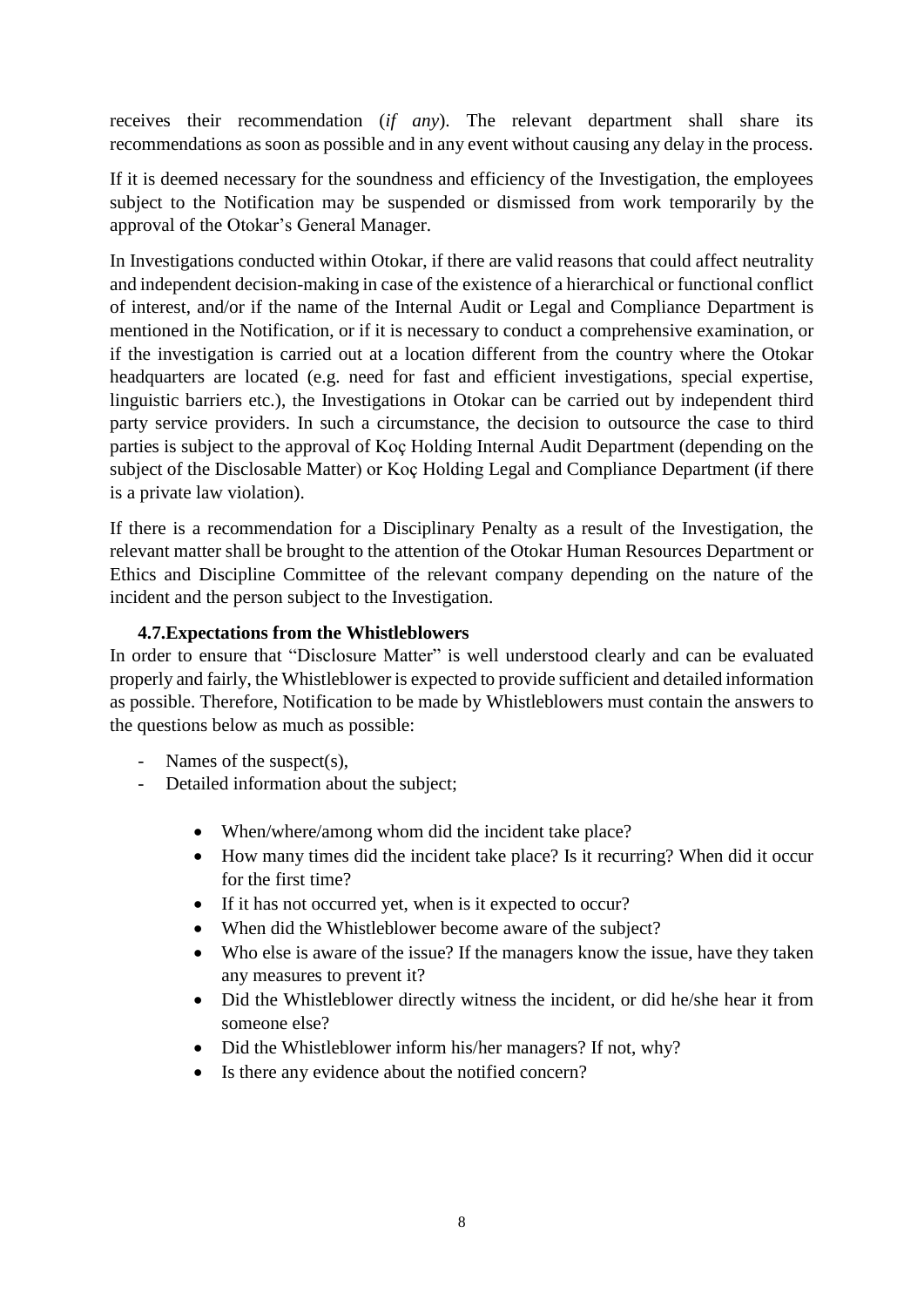receives their recommendation (*if any*). The relevant department shall share its recommendations as soon as possible and in any event without causing any delay in the process.

If it is deemed necessary for the soundness and efficiency of the Investigation, the employees subject to the Notification may be suspended or dismissed from work temporarily by the approval of the Otokar's General Manager.

In Investigations conducted within Otokar, if there are valid reasons that could affect neutrality and independent decision-making in case of the existence of a hierarchical or functional conflict of interest, and/or if the name of the Internal Audit or Legal and Compliance Department is mentioned in the Notification, or if it is necessary to conduct a comprehensive examination, or if the investigation is carried out at a location different from the country where the Otokar headquarters are located (e.g. need for fast and efficient investigations, special expertise, linguistic barriers etc.), the Investigations in Otokar can be carried out by independent third party service providers. In such a circumstance, the decision to outsource the case to third parties is subject to the approval of Koç Holding Internal Audit Department (depending on the subject of the Disclosable Matter) or Koç Holding Legal and Compliance Department (if there is a private law violation).

If there is a recommendation for a Disciplinary Penalty as a result of the Investigation, the relevant matter shall be brought to the attention of the Otokar Human Resources Department or Ethics and Discipline Committee of the relevant company depending on the nature of the incident and the person subject to the Investigation.

### 4.7. Expectations from the Whistleblowers

In order to ensure that "Disclosure Matter" is well understood clearly and can be evaluated properly and fairly, the Whistleblower is expected to provide sufficient and detailed information as possible. Therefore, Notification to be made by Whistleblowers must contain the answers to the questions below as much as possible:

- Names of the suspect(s),
- Detailed information about the subject;
  - When/where/among whom did the incident take place?
  - How many times did the incident take place? Is it recurring? When did it occur for the first time?
  - If it has not occurred yet, when is it expected to occur?
  - When did the Whistleblower become aware of the subject?
  - Who else is aware of the issue? If the managers know the issue, have they taken any measures to prevent it?
  - Did the Whistleblower directly witness the incident, or did he/she hear it from someone else?
  - Did the Whistleblower inform his/her managers? If not, why?
  - Is there any evidence about the notified concern?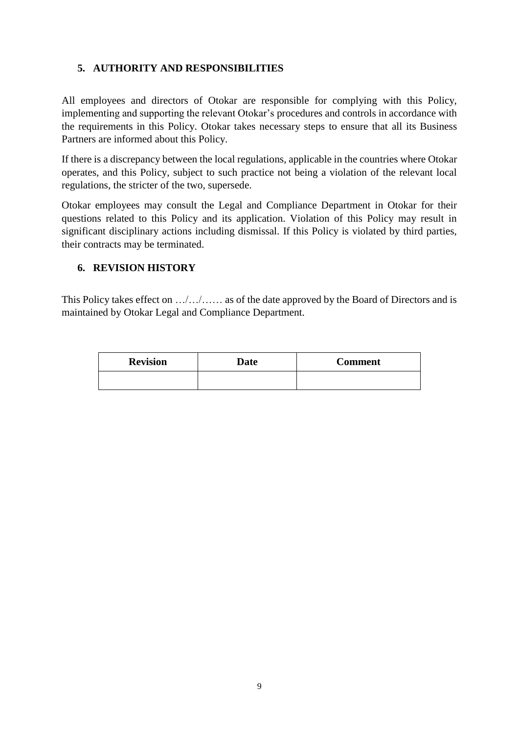## 5. AUTHORITY AND RESPONSIBILITIES

All employees and directors of Otokar are responsible for complying with this Policy, implementing and supporting the relevant Otokar's procedures and controls in accordance with the requirements in this Policy. Otokar takes necessary steps to ensure that all its Business Partners are informed about this Policy.

If there is a discrepancy between the local regulations, applicable in the countries where Otokar operates, and this Policy, subject to such practice not being a violation of the relevant local regulations, the stricter of the two, supersede.

Otokar employees may consult the Legal and Compliance Department in Otokar for their questions related to this Policy and its application. Violation of this Policy may result in significant disciplinary actions including dismissal. If this Policy is violated by third parties, their contracts may be terminated.

## 6. REVISION HISTORY

This Policy takes effect on …/…/…… as of the date approved by the Board of Directors and is maintained by Otokar Legal and Compliance Department.

| Revision | Date | Comment |
|---|---|---|
| | | |